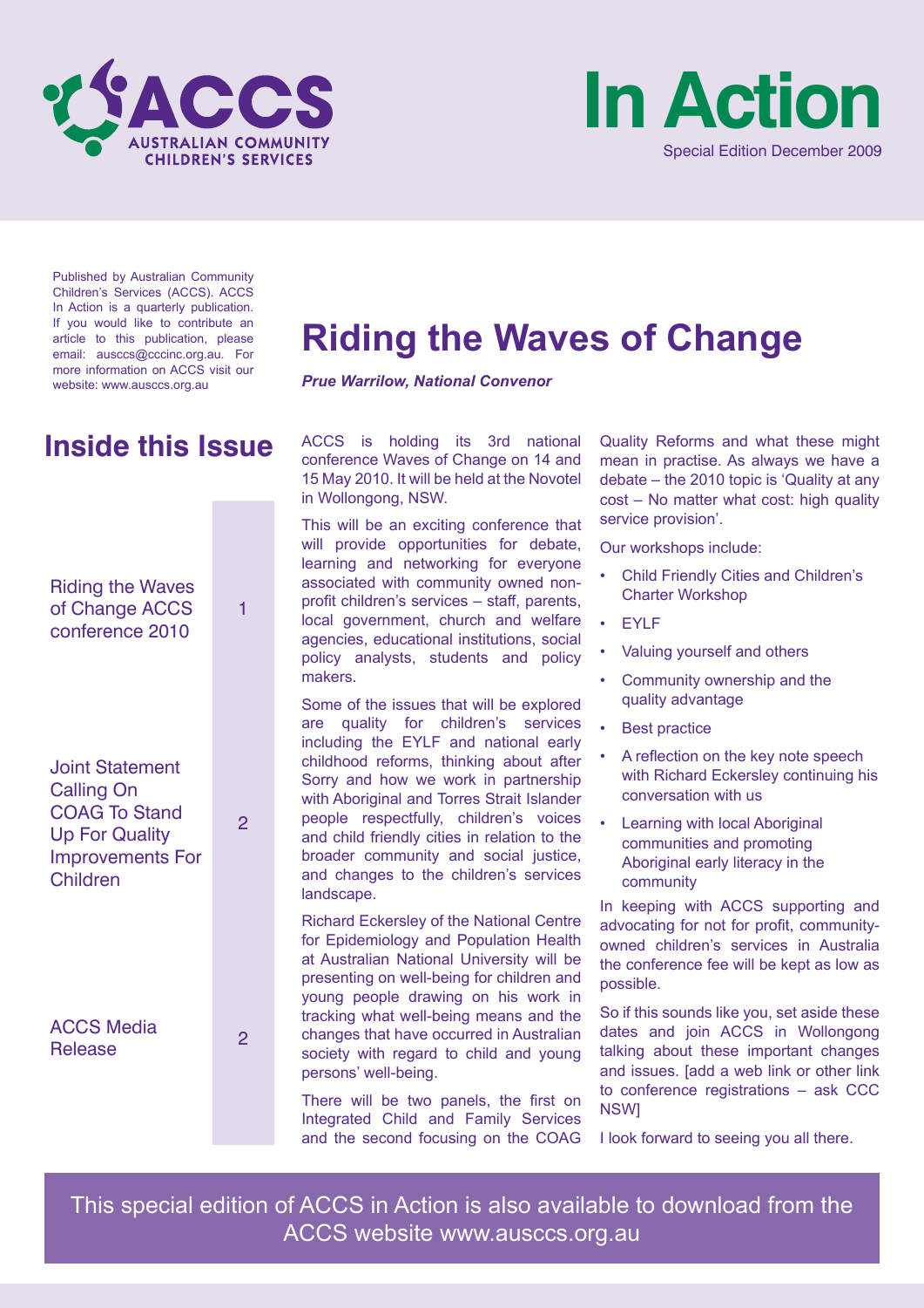ACCS AUSTRALIAN COMMUNITY CHILDREN'S SERVICES

# In Action

Special Edition December 2009

Published by Australian Community Children's Services (ACCS). ACCS In Action is a quarterly publication. If you would like to contribute an article to this publication, please email: ausccs@cccinc.org.au. For more information on ACCS visit our website: www.ausccs.org.au

## Inside this Issue

| | |
|---|---|
| Riding the Waves of Change ACCS conference 2010 | 1 |
| Joint Statement Calling On COAG To Stand Up For Quality Improvements For Children | 2 |
| ACCS Media Release | 2 |

# Riding the Waves of Change

***Prue Warrilow, National Convenor***

ACCS is holding its 3rd national conference Waves of Change on 14 and 15 May 2010. It will be held at the Novotel in Wollongong, NSW.

This will be an exciting conference that will provide opportunities for debate, learning and networking for everyone associated with community owned non-profit children's services – staff, parents, local government, church and welfare agencies, educational institutions, social policy analysts, students and policy makers.

Some of the issues that will be explored are quality for children's services including the EYLF and national early childhood reforms, thinking about after Sorry and how we work in partnership with Aboriginal and Torres Strait Islander people respectfully, children's voices and child friendly cities in relation to the broader community and social justice, and changes to the children's services landscape.

Richard Eckersley of the National Centre for Epidemiology and Population Health at Australian National University will be presenting on well-being for children and young people drawing on his work in tracking what well-being means and the changes that have occurred in Australian society with regard to child and young persons' well-being.

There will be two panels, the first on Integrated Child and Family Services and the second focusing on the COAG Quality Reforms and what these might mean in practise. As always we have a debate – the 2010 topic is 'Quality at any cost – No matter what cost: high quality service provision'.

Our workshops include:

- Child Friendly Cities and Children's Charter Workshop
- EYLF
- Valuing yourself and others
- Community ownership and the quality advantage
- Best practice
- A reflection on the key note speech with Richard Eckersley continuing his conversation with us
- Learning with local Aboriginal communities and promoting Aboriginal early literacy in the community

In keeping with ACCS supporting and advocating for not for profit, community-owned children's services in Australia the conference fee will be kept as low as possible.

So if this sounds like you, set aside these dates and join ACCS in Wollongong talking about these important changes and issues. [add a web link or other link to conference registrations – ask CCC NSW]

I look forward to seeing you all there.

This special edition of ACCS in Action is also available to download from the ACCS website www.ausccs.org.au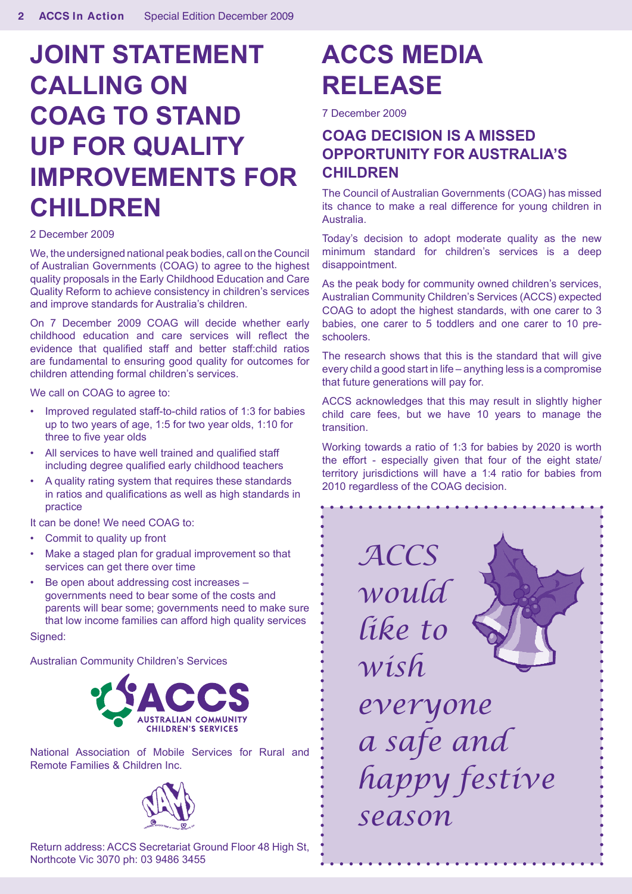# JOINT STATEMENT CALLING ON COAG TO STAND UP FOR QUALITY IMPROVEMENTS FOR CHILDREN

2 December 2009

We, the undersigned national peak bodies, call on the Council of Australian Governments (COAG) to agree to the highest quality proposals in the Early Childhood Education and Care Quality Reform to achieve consistency in children's services and improve standards for Australia's children.

On 7 December 2009 COAG will decide whether early childhood education and care services will reflect the evidence that qualified staff and better staff:child ratios are fundamental to ensuring good quality for outcomes for children attending formal children's services.

We call on COAG to agree to:

- Improved regulated staff-to-child ratios of 1:3 for babies up to two years of age, 1:5 for two year olds, 1:10 for three to five year olds
- All services to have well trained and qualified staff including degree qualified early childhood teachers
- A quality rating system that requires these standards in ratios and qualifications as well as high standards in practice

It can be done! We need COAG to:

- Commit to quality up front
- Make a staged plan for gradual improvement so that services can get there over time
- Be open about addressing cost increases – governments need to bear some of the costs and parents will bear some; governments need to make sure that low income families can afford high quality services

Signed:

Australian Community Children's Services

ACCS AUSTRALIAN COMMUNITY CHILDREN'S SERVICES

National Association of Mobile Services for Rural and Remote Families & Children Inc.

Return address: ACCS Secretariat Ground Floor 48 High St, Northcote Vic 3070 ph: 03 9486 3455

# ACCS MEDIA RELEASE

7 December 2009

## COAG DECISION IS A MISSED OPPORTUNITY FOR AUSTRALIA'S CHILDREN

The Council of Australian Governments (COAG) has missed its chance to make a real difference for young children in Australia.

Today's decision to adopt moderate quality as the new minimum standard for children's services is a deep disappointment.

As the peak body for community owned children's services, Australian Community Children's Services (ACCS) expected COAG to adopt the highest standards, with one carer to 3 babies, one carer to 5 toddlers and one carer to 10 pre-schoolers.

The research shows that this is the standard that will give every child a good start in life – anything less is a compromise that future generations will pay for.

ACCS acknowledges that this may result in slightly higher child care fees, but we have 10 years to manage the transition.

Working towards a ratio of 1:3 for babies by 2020 is worth the effort - especially given that four of the eight state/territory jurisdictions will have a 1:4 ratio for babies from 2010 regardless of the COAG decision.

*ACCS would like to wish everyone a safe and happy festive season*